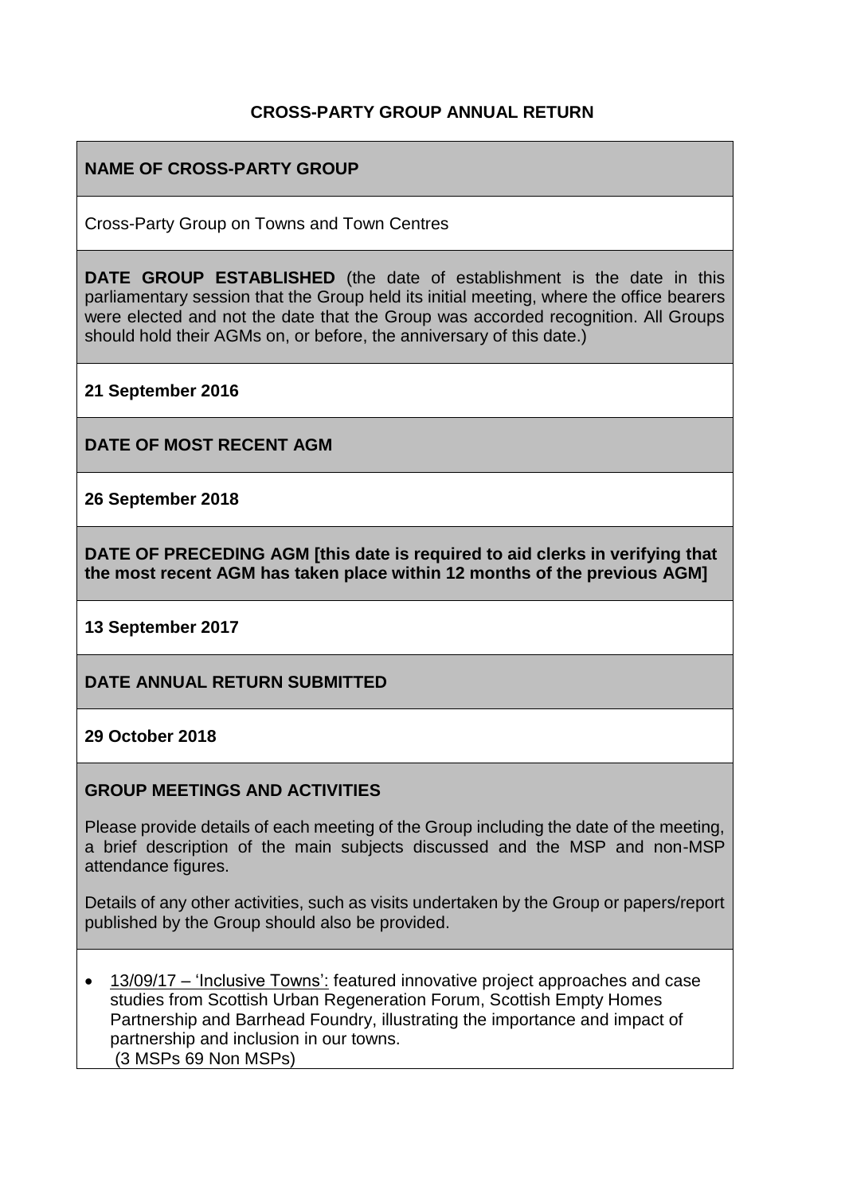# CROSS-PARTY GROUP ANNUAL RETURN

## NAME OF CROSS-PARTY GROUP

Cross-Party Group on Towns and Town Centres

**DATE GROUP ESTABLISHED** (the date of establishment is the date in this parliamentary session that the Group held its initial meeting, where the office bearers were elected and not the date that the Group was accorded recognition. All Groups should hold their AGMs on, or before, the anniversary of this date.)

**21 September 2016**

## DATE OF MOST RECENT AGM

**26 September 2018**

## DATE OF PRECEDING AGM [this date is required to aid clerks in verifying that the most recent AGM has taken place within 12 months of the previous AGM]

**13 September 2017**

## DATE ANNUAL RETURN SUBMITTED

**29 October 2018**

## GROUP MEETINGS AND ACTIVITIES

Please provide details of each meeting of the Group including the date of the meeting, a brief description of the main subjects discussed and the MSP and non-MSP attendance figures.

Details of any other activities, such as visits undertaken by the Group or papers/report published by the Group should also be provided.

- 13/09/17 – 'Inclusive Towns': featured innovative project approaches and case studies from Scottish Urban Regeneration Forum, Scottish Empty Homes Partnership and Barrhead Foundry, illustrating the importance and impact of partnership and inclusion in our towns.
  (3 MSPs 69 Non MSPs)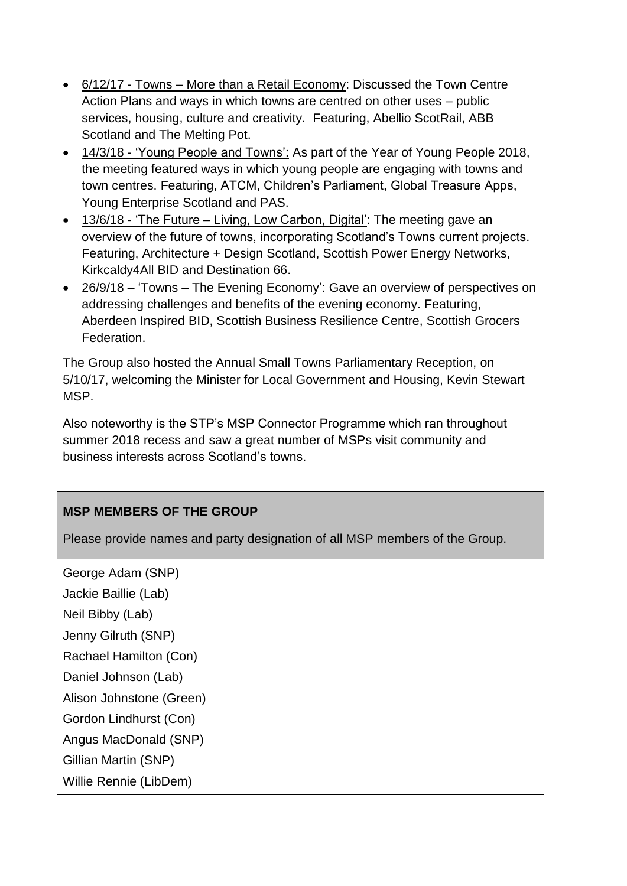- 6/12/17 - Towns – More than a Retail Economy: Discussed the Town Centre Action Plans and ways in which towns are centred on other uses – public services, housing, culture and creativity. Featuring, Abellio ScotRail, ABB Scotland and The Melting Pot.
- 14/3/18 - 'Young People and Towns': As part of the Year of Young People 2018, the meeting featured ways in which young people are engaging with towns and town centres. Featuring, ATCM, Children's Parliament, Global Treasure Apps, Young Enterprise Scotland and PAS.
- 13/6/18 - 'The Future – Living, Low Carbon, Digital': The meeting gave an overview of the future of towns, incorporating Scotland's Towns current projects. Featuring, Architecture + Design Scotland, Scottish Power Energy Networks, Kirkcaldy4All BID and Destination 66.
- 26/9/18 – 'Towns – The Evening Economy': Gave an overview of perspectives on addressing challenges and benefits of the evening economy. Featuring, Aberdeen Inspired BID, Scottish Business Resilience Centre, Scottish Grocers Federation.

The Group also hosted the Annual Small Towns Parliamentary Reception, on 5/10/17, welcoming the Minister for Local Government and Housing, Kevin Stewart MSP.

Also noteworthy is the STP's MSP Connector Programme which ran throughout summer 2018 recess and saw a great number of MSPs visit community and business interests across Scotland's towns.

**MSP MEMBERS OF THE GROUP**

Please provide names and party designation of all MSP members of the Group.

George Adam (SNP)

Jackie Baillie (Lab)

Neil Bibby (Lab)

Jenny Gilruth (SNP)

Rachael Hamilton (Con)

Daniel Johnson (Lab)

Alison Johnstone (Green)

Gordon Lindhurst (Con)

Angus MacDonald (SNP)

Gillian Martin (SNP)

Willie Rennie (LibDem)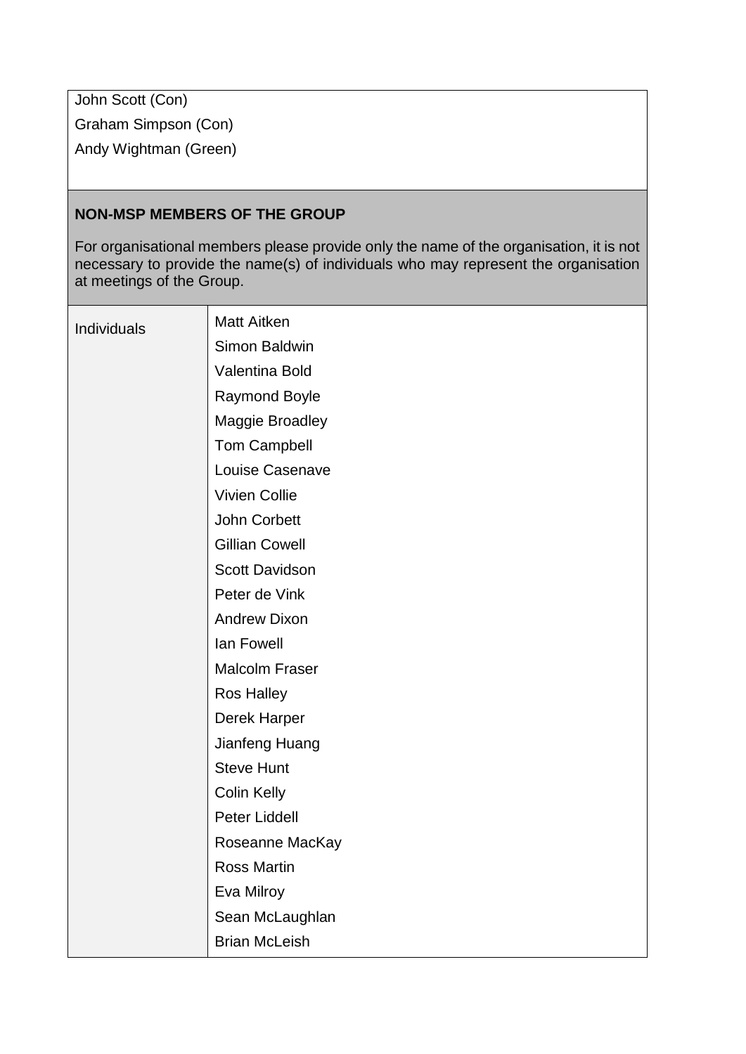John Scott (Con)
Graham Simpson (Con)
Andy Wightman (Green)

### NON-MSP MEMBERS OF THE GROUP

For organisational members please provide only the name of the organisation, it is not necessary to provide the name(s) of individuals who may represent the organisation at meetings of the Group.

| Individuals | Matt Aitken |
|---|---|
| | Simon Baldwin |
| | Valentina Bold |
| | Raymond Boyle |
| | Maggie Broadley |
| | Tom Campbell |
| | Louise Casenave |
| | Vivien Collie |
| | John Corbett |
| | Gillian Cowell |
| | Scott Davidson |
| | Peter de Vink |
| | Andrew Dixon |
| | Ian Fowell |
| | Malcolm Fraser |
| | Ros Halley |
| | Derek Harper |
| | Jianfeng Huang |
| | Steve Hunt |
| | Colin Kelly |
| | Peter Liddell |
| | Roseanne MacKay |
| | Ross Martin |
| | Eva Milroy |
| | Sean McLaughlan |
| | Brian McLeish |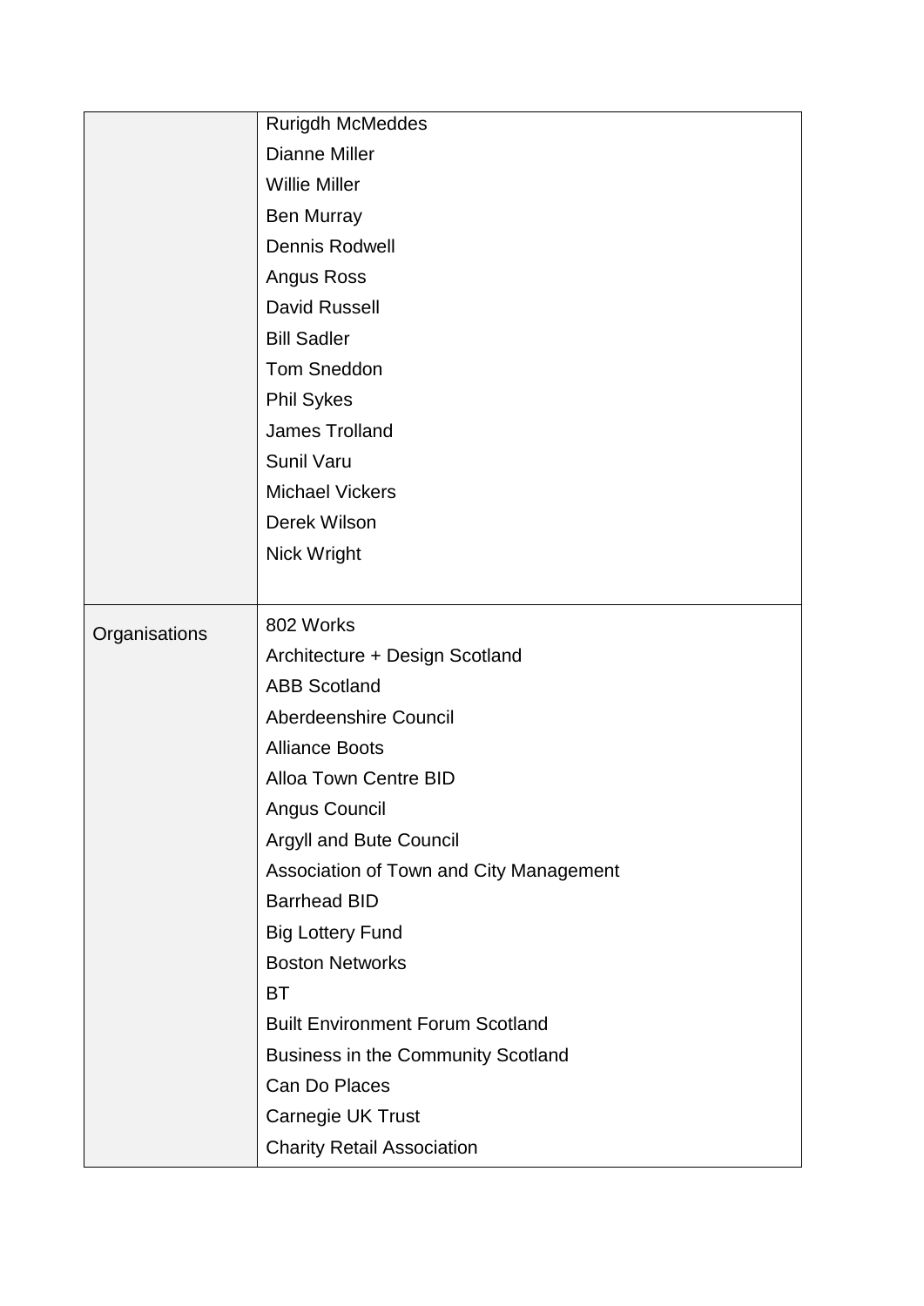| | |
|---|---|
| | Rurigdh McMeddes<br>Dianne Miller<br>Willie Miller<br>Ben Murray<br>Dennis Rodwell<br>Angus Ross<br>David Russell<br>Bill Sadler<br>Tom Sneddon<br>Phil Sykes<br>James Trolland<br>Sunil Varu<br>Michael Vickers<br>Derek Wilson<br>Nick Wright |
| Organisations | 802 Works<br>Architecture + Design Scotland<br>ABB Scotland<br>Aberdeenshire Council<br>Alliance Boots<br>Alloa Town Centre BID<br>Angus Council<br>Argyll and Bute Council<br>Association of Town and City Management<br>Barrhead BID<br>Big Lottery Fund<br>Boston Networks<br>BT<br>Built Environment Forum Scotland<br>Business in the Community Scotland<br>Can Do Places<br>Carnegie UK Trust<br>Charity Retail Association |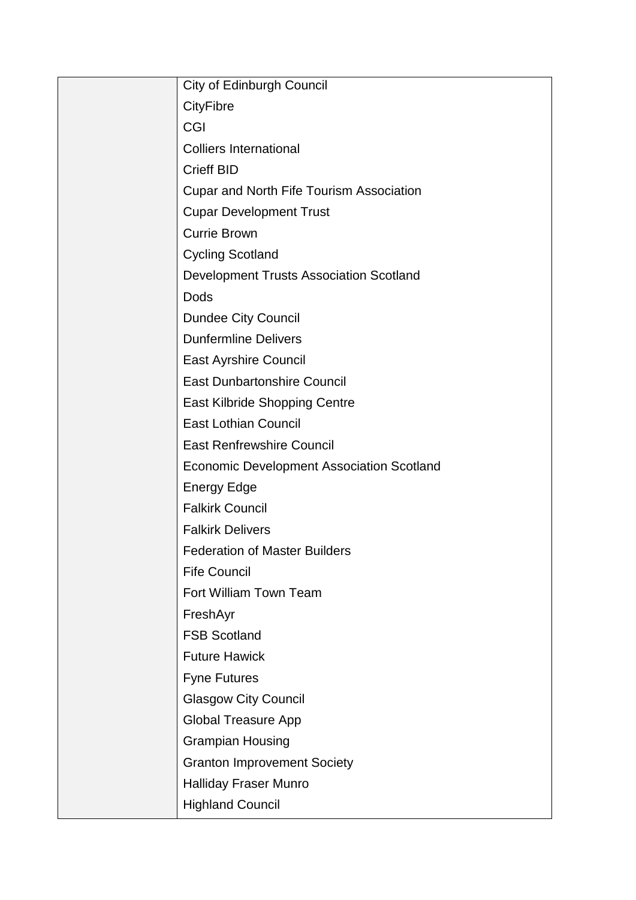|  |  |
|---|---|
|  | City of Edinburgh Council<br>CityFibre<br>CGI<br>Colliers International<br>Crieff BID<br>Cupar and North Fife Tourism Association<br>Cupar Development Trust<br>Currie Brown<br>Cycling Scotland<br>Development Trusts Association Scotland<br>Dods<br>Dundee City Council<br>Dunfermline Delivers<br>East Ayrshire Council<br>East Dunbartonshire Council<br>East Kilbride Shopping Centre<br>East Lothian Council<br>East Renfrewshire Council<br>Economic Development Association Scotland<br>Energy Edge<br>Falkirk Council<br>Falkirk Delivers<br>Federation of Master Builders<br>Fife Council<br>Fort William Town Team<br>FreshAyr<br>FSB Scotland<br>Future Hawick<br>Fyne Futures<br>Glasgow City Council<br>Global Treasure App<br>Grampian Housing<br>Granton Improvement Society<br>Halliday Fraser Munro<br>Highland Council |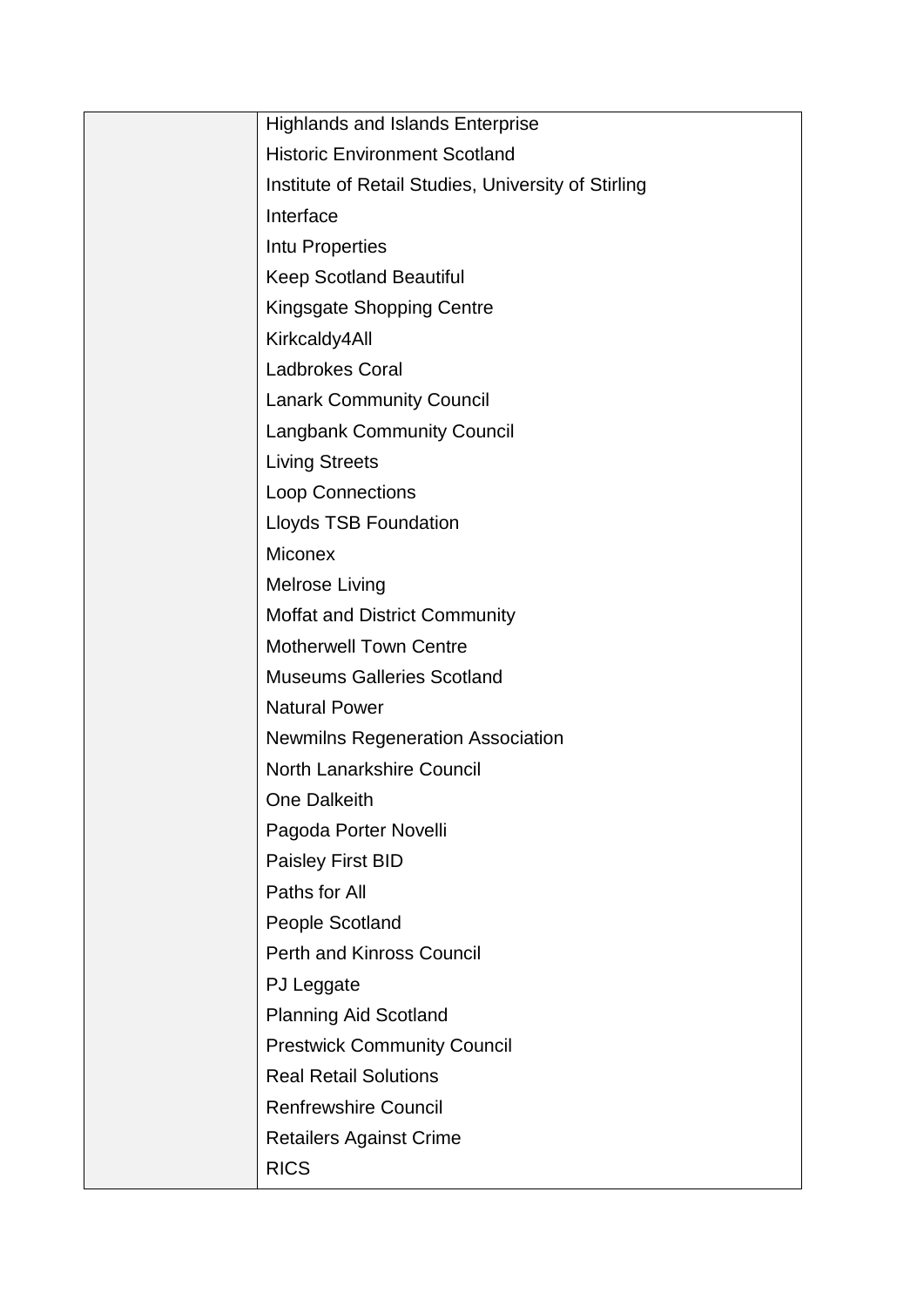|  |  |
|---|---|
|  | Highlands and Islands Enterprise<br>Historic Environment Scotland<br>Institute of Retail Studies, University of Stirling<br>Interface<br>Intu Properties<br>Keep Scotland Beautiful<br>Kingsgate Shopping Centre<br>Kirkcaldy4All<br>Ladbrokes Coral<br>Lanark Community Council<br>Langbank Community Council<br>Living Streets<br>Loop Connections<br>Lloyds TSB Foundation<br>Miconex<br>Melrose Living<br>Moffat and District Community<br>Motherwell Town Centre<br>Museums Galleries Scotland<br>Natural Power<br>Newmilns Regeneration Association<br>North Lanarkshire Council<br>One Dalkeith<br>Pagoda Porter Novelli<br>Paisley First BID<br>Paths for All<br>People Scotland<br>Perth and Kinross Council<br>PJ Leggate<br>Planning Aid Scotland<br>Prestwick Community Council<br>Real Retail Solutions<br>Renfrewshire Council<br>Retailers Against Crime<br>RICS |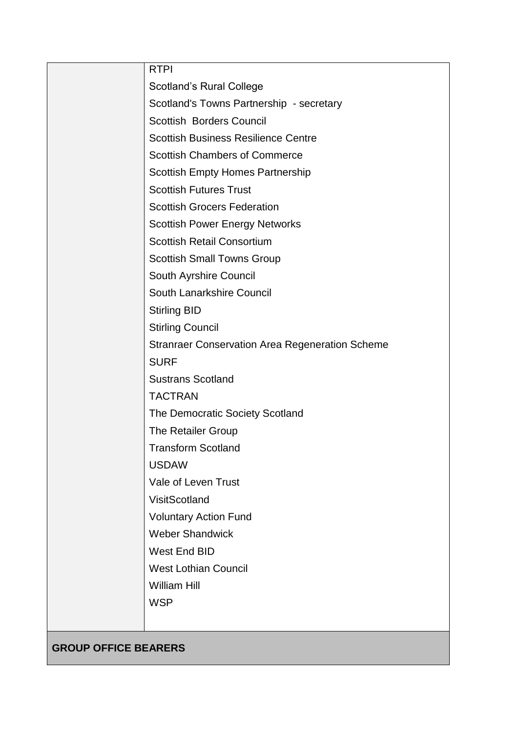| | |
|---|---|
| | RTPI<br>Scotland's Rural College<br>Scotland's Towns Partnership - secretary<br>Scottish Borders Council<br>Scottish Business Resilience Centre<br>Scottish Chambers of Commerce<br>Scottish Empty Homes Partnership<br>Scottish Futures Trust<br>Scottish Grocers Federation<br>Scottish Power Energy Networks<br>Scottish Retail Consortium<br>Scottish Small Towns Group<br>South Ayrshire Council<br>South Lanarkshire Council<br>Stirling BID<br>Stirling Council<br>Stranraer Conservation Area Regeneration Scheme<br>SURF<br>Sustrans Scotland<br>TACTRAN<br>The Democratic Society Scotland<br>The Retailer Group<br>Transform Scotland<br>USDAW<br>Vale of Leven Trust<br>VisitScotland<br>Voluntary Action Fund<br>Weber Shandwick<br>West End BID<br>West Lothian Council<br>William Hill<br>WSP |
| **GROUP OFFICE BEARERS** | |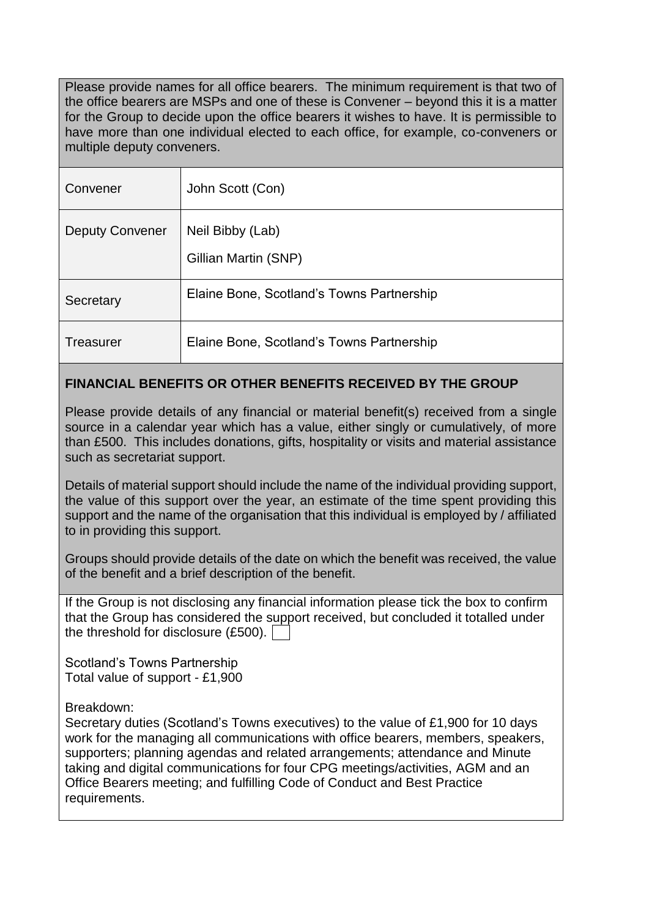Please provide names for all office bearers. The minimum requirement is that two of the office bearers are MSPs and one of these is Convener – beyond this it is a matter for the Group to decide upon the office bearers it wishes to have. It is permissible to have more than one individual elected to each office, for example, co-conveners or multiple deputy conveners.

| | |
|---|---|
| Convener | John Scott (Con) |
| Deputy Convener | Neil Bibby (Lab)<br>Gillian Martin (SNP) |
| Secretary | Elaine Bone, Scotland's Towns Partnership |
| Treasurer | Elaine Bone, Scotland's Towns Partnership |

**FINANCIAL BENEFITS OR OTHER BENEFITS RECEIVED BY THE GROUP**

Please provide details of any financial or material benefit(s) received from a single source in a calendar year which has a value, either singly or cumulatively, of more than £500. This includes donations, gifts, hospitality or visits and material assistance such as secretariat support.

Details of material support should include the name of the individual providing support, the value of this support over the year, an estimate of the time spent providing this support and the name of the organisation that this individual is employed by / affiliated to in providing this support.

Groups should provide details of the date on which the benefit was received, the value of the benefit and a brief description of the benefit.

If the Group is not disclosing any financial information please tick the box to confirm that the Group has considered the support received, but concluded it totalled under the threshold for disclosure (£500). ☐

Scotland's Towns Partnership
Total value of support - £1,900

Breakdown:
Secretary duties (Scotland's Towns executives) to the value of £1,900 for 10 days work for the managing all communications with office bearers, members, speakers, supporters; planning agendas and related arrangements; attendance and Minute taking and digital communications for four CPG meetings/activities, AGM and an Office Bearers meeting; and fulfilling Code of Conduct and Best Practice requirements.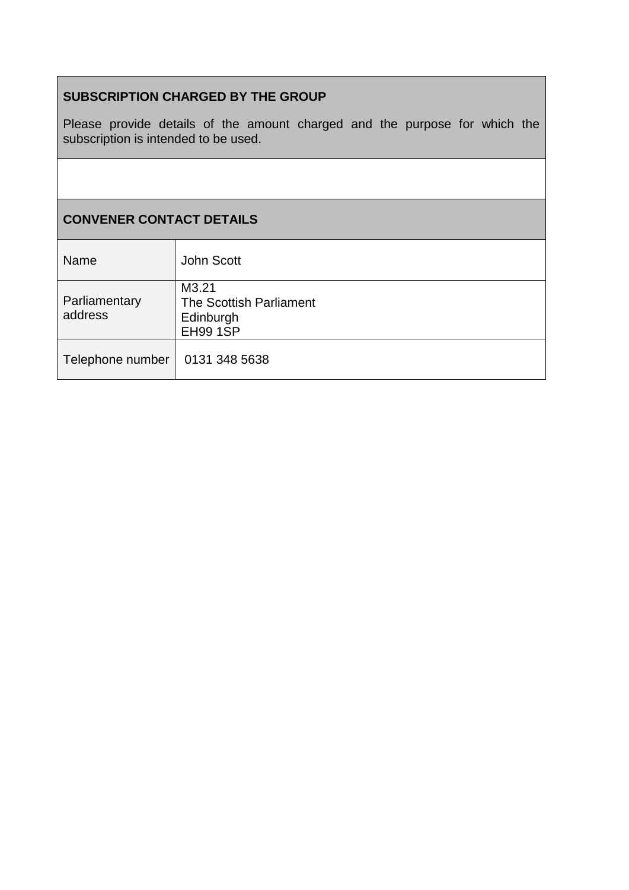| **SUBSCRIPTION CHARGED BY THE GROUP** |
|---|
| Please provide details of the amount charged and the purpose for which the subscription is intended to be used. |
| |

| **CONVENER CONTACT DETAILS** | |
|---|---|
| Name | John Scott |
| Parliamentary address | M3.21<br>The Scottish Parliament<br>Edinburgh<br>EH99 1SP |
| Telephone number | 0131 348 5638 |